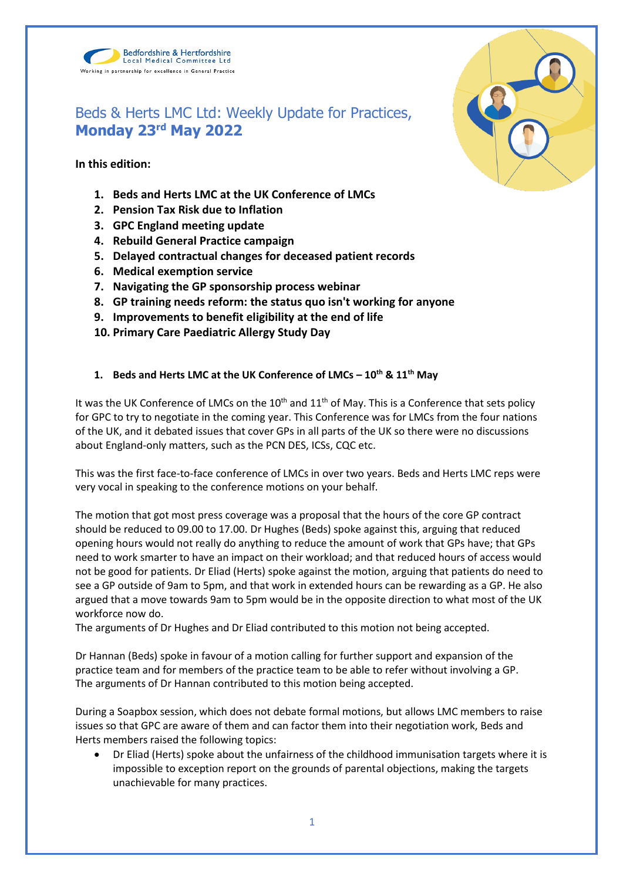Bedfordshire & Hertfordshire Local Medical Committee Ltd

Working in partnership for excellence in General Practice

# Beds & Herts LMC Ltd: Weekly Update for Practices, **Monday 23rd May 2022**

**In this edition:**

1. **Beds and Herts LMC at the UK Conference of LMCs**
2. **Pension Tax Risk due to Inflation**
3. **GPC England meeting update**
4. **Rebuild General Practice campaign**
5. **Delayed contractual changes for deceased patient records**
6. **Medical exemption service**
7. **Navigating the GP sponsorship process webinar**
8. **GP training needs reform: the status quo isn't working for anyone**
9. **Improvements to benefit eligibility at the end of life**
10. **Primary Care Paediatric Allergy Study Day**

## 1. Beds and Herts LMC at the UK Conference of LMCs – 10th & 11th May

It was the UK Conference of LMCs on the 10th and 11th of May. This is a Conference that sets policy for GPC to try to negotiate in the coming year. This Conference was for LMCs from the four nations of the UK, and it debated issues that cover GPs in all parts of the UK so there were no discussions about England-only matters, such as the PCN DES, ICSs, CQC etc.

This was the first face-to-face conference of LMCs in over two years. Beds and Herts LMC reps were very vocal in speaking to the conference motions on your behalf.

The motion that got most press coverage was a proposal that the hours of the core GP contract should be reduced to 09.00 to 17.00. Dr Hughes (Beds) spoke against this, arguing that reduced opening hours would not really do anything to reduce the amount of work that GPs have; that GPs need to work smarter to have an impact on their workload; and that reduced hours of access would not be good for patients. Dr Eliad (Herts) spoke against the motion, arguing that patients do need to see a GP outside of 9am to 5pm, and that work in extended hours can be rewarding as a GP. He also argued that a move towards 9am to 5pm would be in the opposite direction to what most of the UK workforce now do.
The arguments of Dr Hughes and Dr Eliad contributed to this motion not being accepted.

Dr Hannan (Beds) spoke in favour of a motion calling for further support and expansion of the practice team and for members of the practice team to be able to refer without involving a GP. The arguments of Dr Hannan contributed to this motion being accepted.

During a Soapbox session, which does not debate formal motions, but allows LMC members to raise issues so that GPC are aware of them and can factor them into their negotiation work, Beds and Herts members raised the following topics:

- Dr Eliad (Herts) spoke about the unfairness of the childhood immunisation targets where it is impossible to exception report on the grounds of parental objections, making the targets unachievable for many practices.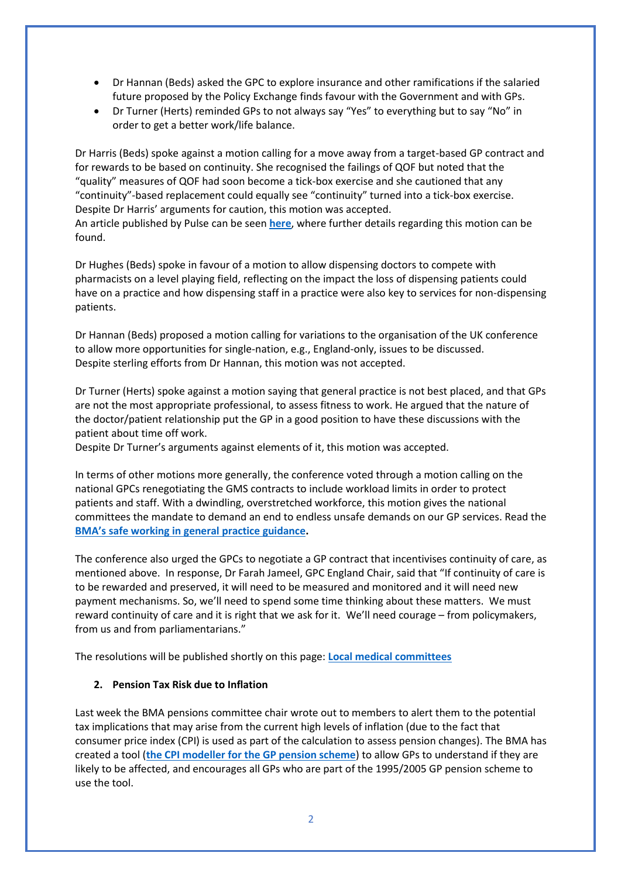- Dr Hannan (Beds) asked the GPC to explore insurance and other ramifications if the salaried future proposed by the Policy Exchange finds favour with the Government and with GPs.
- Dr Turner (Herts) reminded GPs to not always say "Yes" to everything but to say "No" in order to get a better work/life balance.

Dr Harris (Beds) spoke against a motion calling for a move away from a target-based GP contract and for rewards to be based on continuity. She recognised the failings of QOF but noted that the "quality" measures of QOF had soon become a tick-box exercise and she cautioned that any "continuity"-based replacement could equally see "continuity" turned into a tick-box exercise. Despite Dr Harris' arguments for caution, this motion was accepted.
An article published by Pulse can be seen **here**, where further details regarding this motion can be found.

Dr Hughes (Beds) spoke in favour of a motion to allow dispensing doctors to compete with pharmacists on a level playing field, reflecting on the impact the loss of dispensing patients could have on a practice and how dispensing staff in a practice were also key to services for non-dispensing patients.

Dr Hannan (Beds) proposed a motion calling for variations to the organisation of the UK conference to allow more opportunities for single-nation, e.g., England-only, issues to be discussed.
Despite sterling efforts from Dr Hannan, this motion was not accepted.

Dr Turner (Herts) spoke against a motion saying that general practice is not best placed, and that GPs are not the most appropriate professional, to assess fitness to work. He argued that the nature of the doctor/patient relationship put the GP in a good position to have these discussions with the patient about time off work.
Despite Dr Turner's arguments against elements of it, this motion was accepted.

In terms of other motions more generally, the conference voted through a motion calling on the national GPCs renegotiating the GMS contracts to include workload limits in order to protect patients and staff. With a dwindling, overstretched workforce, this motion gives the national committees the mandate to demand an end to endless unsafe demands on our GP services. Read the **BMA's safe working in general practice guidance.**

The conference also urged the GPCs to negotiate a GP contract that incentivises continuity of care, as mentioned above. In response, Dr Farah Jameel, GPC England Chair, said that "If continuity of care is to be rewarded and preserved, it will need to be measured and monitored and it will need new payment mechanisms. So, we'll need to spend some time thinking about these matters. We must reward continuity of care and it is right that we ask for it. We'll need courage – from policymakers, from us and from parliamentarians."

The resolutions will be published shortly on this page: **Local medical committees**

## 2. Pension Tax Risk due to Inflation

Last week the BMA pensions committee chair wrote out to members to alert them to the potential tax implications that may arise from the current high levels of inflation (due to the fact that consumer price index (CPI) is used as part of the calculation to assess pension changes). The BMA has created a tool (**the CPI modeller for the GP pension scheme**) to allow GPs to understand if they are likely to be affected, and encourages all GPs who are part of the 1995/2005 GP pension scheme to use the tool.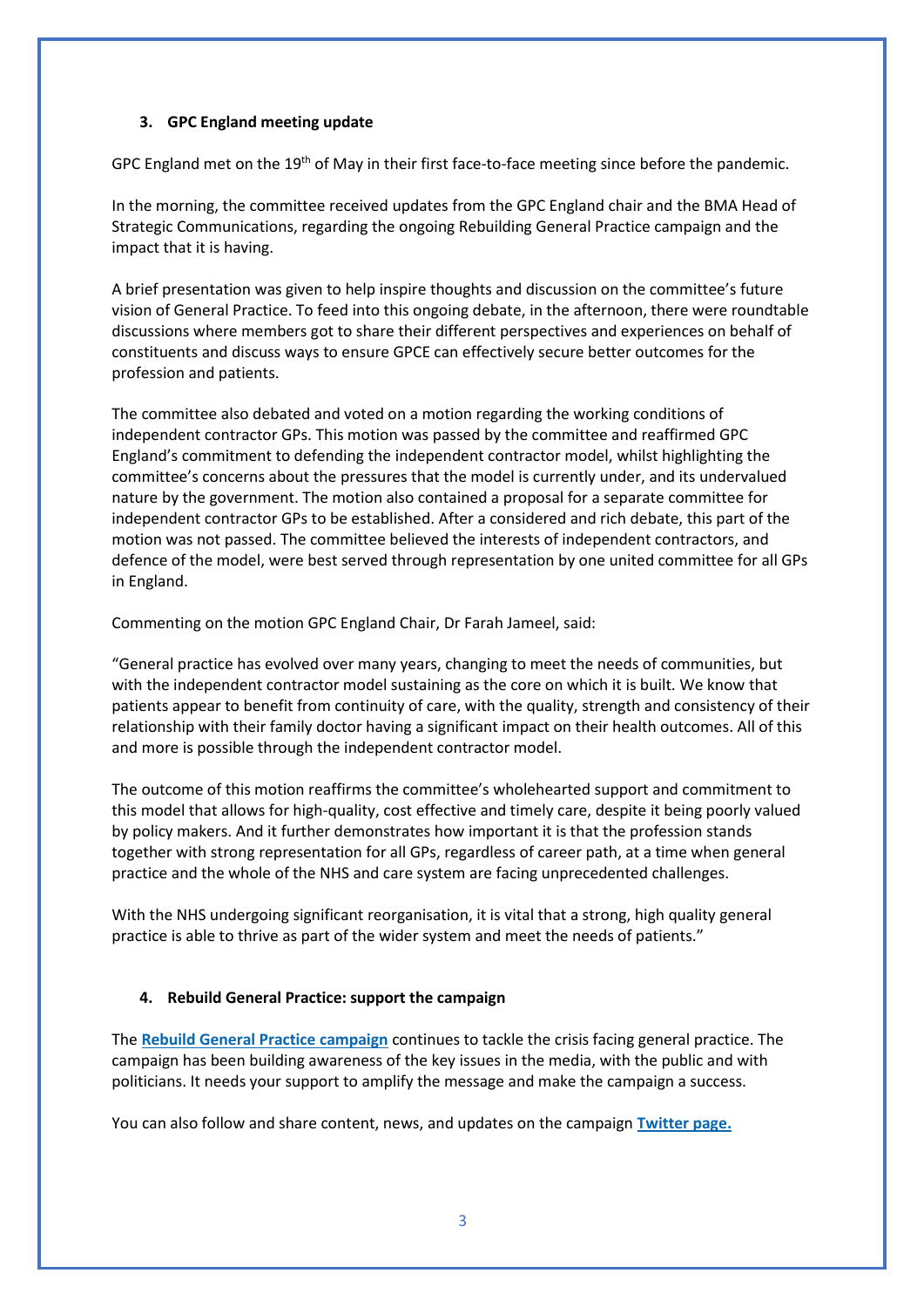### 3. GPC England meeting update

GPC England met on the 19th of May in their first face-to-face meeting since before the pandemic.

In the morning, the committee received updates from the GPC England chair and the BMA Head of Strategic Communications, regarding the ongoing Rebuilding General Practice campaign and the impact that it is having.

A brief presentation was given to help inspire thoughts and discussion on the committee's future vision of General Practice. To feed into this ongoing debate, in the afternoon, there were roundtable discussions where members got to share their different perspectives and experiences on behalf of constituents and discuss ways to ensure GPCE can effectively secure better outcomes for the profession and patients.

The committee also debated and voted on a motion regarding the working conditions of independent contractor GPs. This motion was passed by the committee and reaffirmed GPC England's commitment to defending the independent contractor model, whilst highlighting the committee's concerns about the pressures that the model is currently under, and its undervalued nature by the government. The motion also contained a proposal for a separate committee for independent contractor GPs to be established. After a considered and rich debate, this part of the motion was not passed. The committee believed the interests of independent contractors, and defence of the model, were best served through representation by one united committee for all GPs in England.

Commenting on the motion GPC England Chair, Dr Farah Jameel, said:

"General practice has evolved over many years, changing to meet the needs of communities, but with the independent contractor model sustaining as the core on which it is built. We know that patients appear to benefit from continuity of care, with the quality, strength and consistency of their relationship with their family doctor having a significant impact on their health outcomes. All of this and more is possible through the independent contractor model.

The outcome of this motion reaffirms the committee's wholehearted support and commitment to this model that allows for high-quality, cost effective and timely care, despite it being poorly valued by policy makers. And it further demonstrates how important it is that the profession stands together with strong representation for all GPs, regardless of career path, at a time when general practice and the whole of the NHS and care system are facing unprecedented challenges.

With the NHS undergoing significant reorganisation, it is vital that a strong, high quality general practice is able to thrive as part of the wider system and meet the needs of patients."

### 4. Rebuild General Practice: support the campaign

The **Rebuild General Practice campaign** continues to tackle the crisis facing general practice. The campaign has been building awareness of the key issues in the media, with the public and with politicians. It needs your support to amplify the message and make the campaign a success.

You can also follow and share content, news, and updates on the campaign **Twitter page.**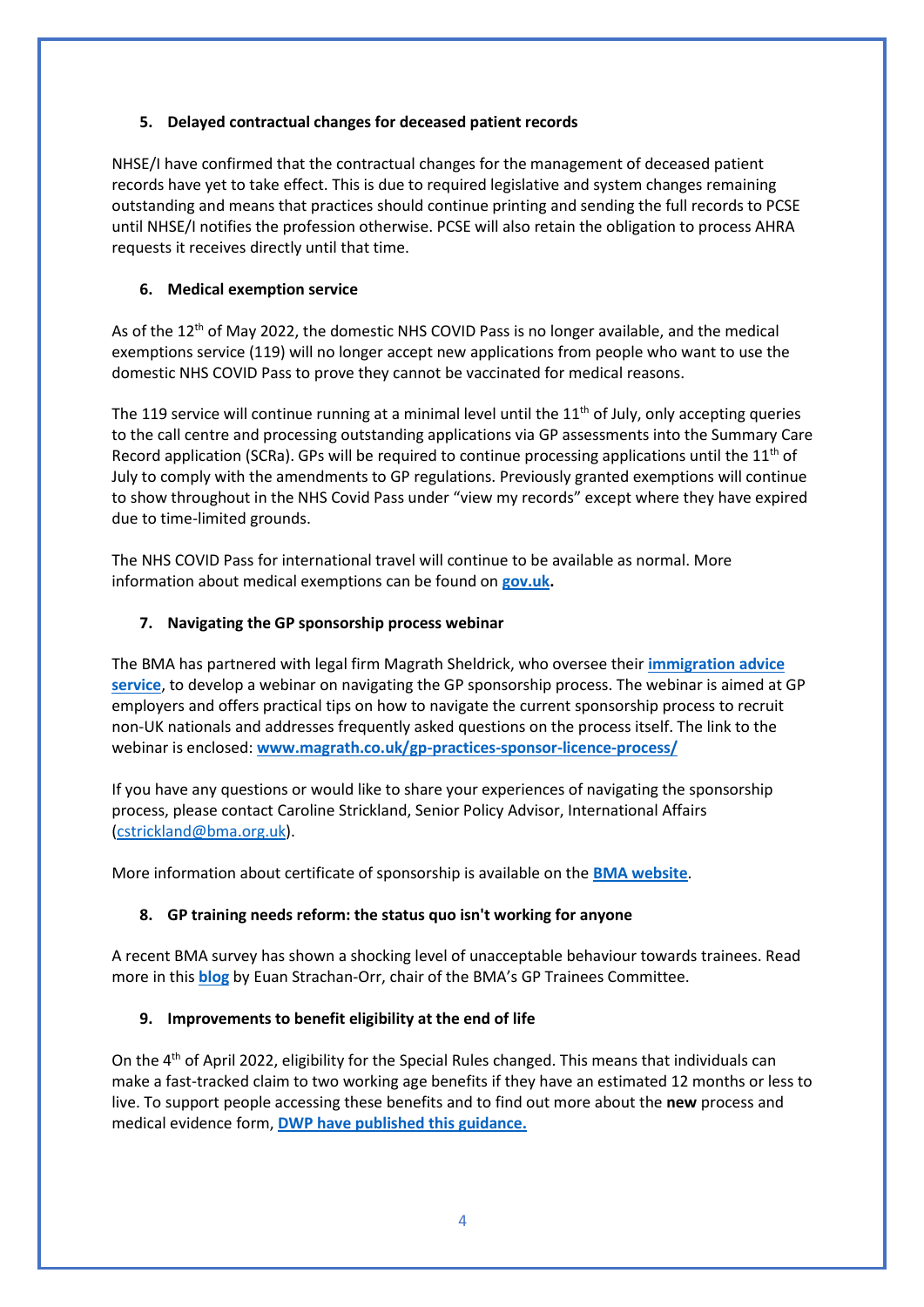## 5. Delayed contractual changes for deceased patient records

NHSE/I have confirmed that the contractual changes for the management of deceased patient records have yet to take effect. This is due to required legislative and system changes remaining outstanding and means that practices should continue printing and sending the full records to PCSE until NHSE/I notifies the profession otherwise. PCSE will also retain the obligation to process AHRA requests it receives directly until that time.

## 6. Medical exemption service

As of the 12th of May 2022, the domestic NHS COVID Pass is no longer available, and the medical exemptions service (119) will no longer accept new applications from people who want to use the domestic NHS COVID Pass to prove they cannot be vaccinated for medical reasons.

The 119 service will continue running at a minimal level until the 11th of July, only accepting queries to the call centre and processing outstanding applications via GP assessments into the Summary Care Record application (SCRa). GPs will be required to continue processing applications until the 11th of July to comply with the amendments to GP regulations. Previously granted exemptions will continue to show throughout in the NHS Covid Pass under "view my records" except where they have expired due to time-limited grounds.

The NHS COVID Pass for international travel will continue to be available as normal. More information about medical exemptions can be found on **gov.uk.**

## 7. Navigating the GP sponsorship process webinar

The BMA has partnered with legal firm Magrath Sheldrick, who oversee their **immigration advice service**, to develop a webinar on navigating the GP sponsorship process. The webinar is aimed at GP employers and offers practical tips on how to navigate the current sponsorship process to recruit non-UK nationals and addresses frequently asked questions on the process itself. The link to the webinar is enclosed: **www.magrath.co.uk/gp-practices-sponsor-licence-process/**

If you have any questions or would like to share your experiences of navigating the sponsorship process, please contact Caroline Strickland, Senior Policy Advisor, International Affairs (cstrickland@bma.org.uk).

More information about certificate of sponsorship is available on the **BMA website**.

## 8. GP training needs reform: the status quo isn't working for anyone

A recent BMA survey has shown a shocking level of unacceptable behaviour towards trainees. Read more in this **blog** by Euan Strachan-Orr, chair of the BMA's GP Trainees Committee.

## 9. Improvements to benefit eligibility at the end of life

On the 4th of April 2022, eligibility for the Special Rules changed. This means that individuals can make a fast-tracked claim to two working age benefits if they have an estimated 12 months or less to live. To support people accessing these benefits and to find out more about the **new** process and medical evidence form, **DWP have published this guidance.**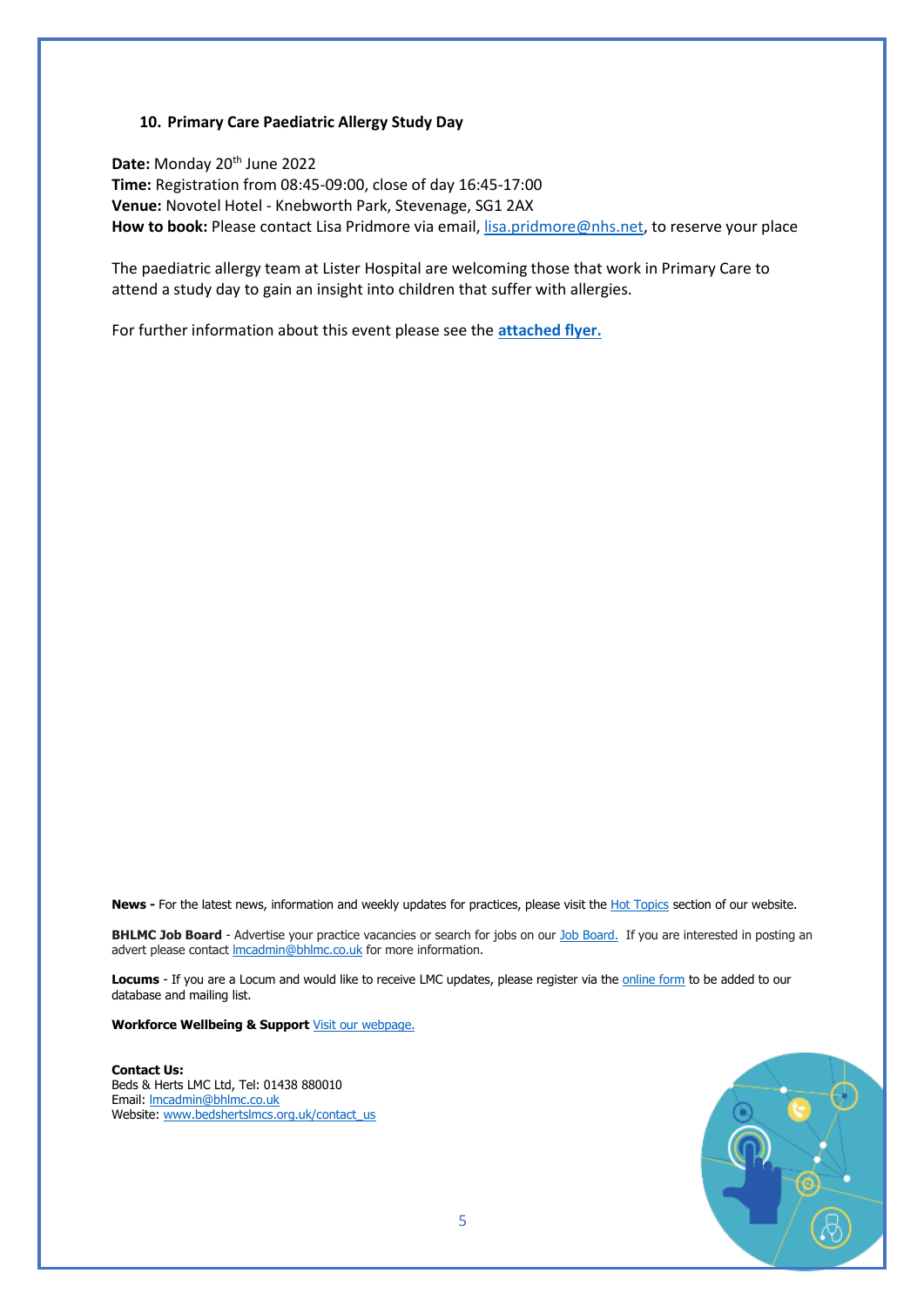### 10. Primary Care Paediatric Allergy Study Day

**Date:** Monday 20th June 2022
**Time:** Registration from 08:45-09:00, close of day 16:45-17:00
**Venue:** Novotel Hotel - Knebworth Park, Stevenage, SG1 2AX
**How to book:** Please contact Lisa Pridmore via email, lisa.pridmore@nhs.net, to reserve your place

The paediatric allergy team at Lister Hospital are welcoming those that work in Primary Care to attend a study day to gain an insight into children that suffer with allergies.

For further information about this event please see the **attached flyer.**

**News -** For the latest news, information and weekly updates for practices, please visit the Hot Topics section of our website.

**BHLMC Job Board** - Advertise your practice vacancies or search for jobs on our Job Board. If you are interested in posting an advert please contact lmcadmin@bhlmc.co.uk for more information.

**Locums** - If you are a Locum and would like to receive LMC updates, please register via the online form to be added to our database and mailing list.

**Workforce Wellbeing & Support** Visit our webpage.

**Contact Us:**
Beds & Herts LMC Ltd, Tel: 01438 880010
Email: lmcadmin@bhlmc.co.uk
Website: www.bedshertslmcs.org.uk/contact_us